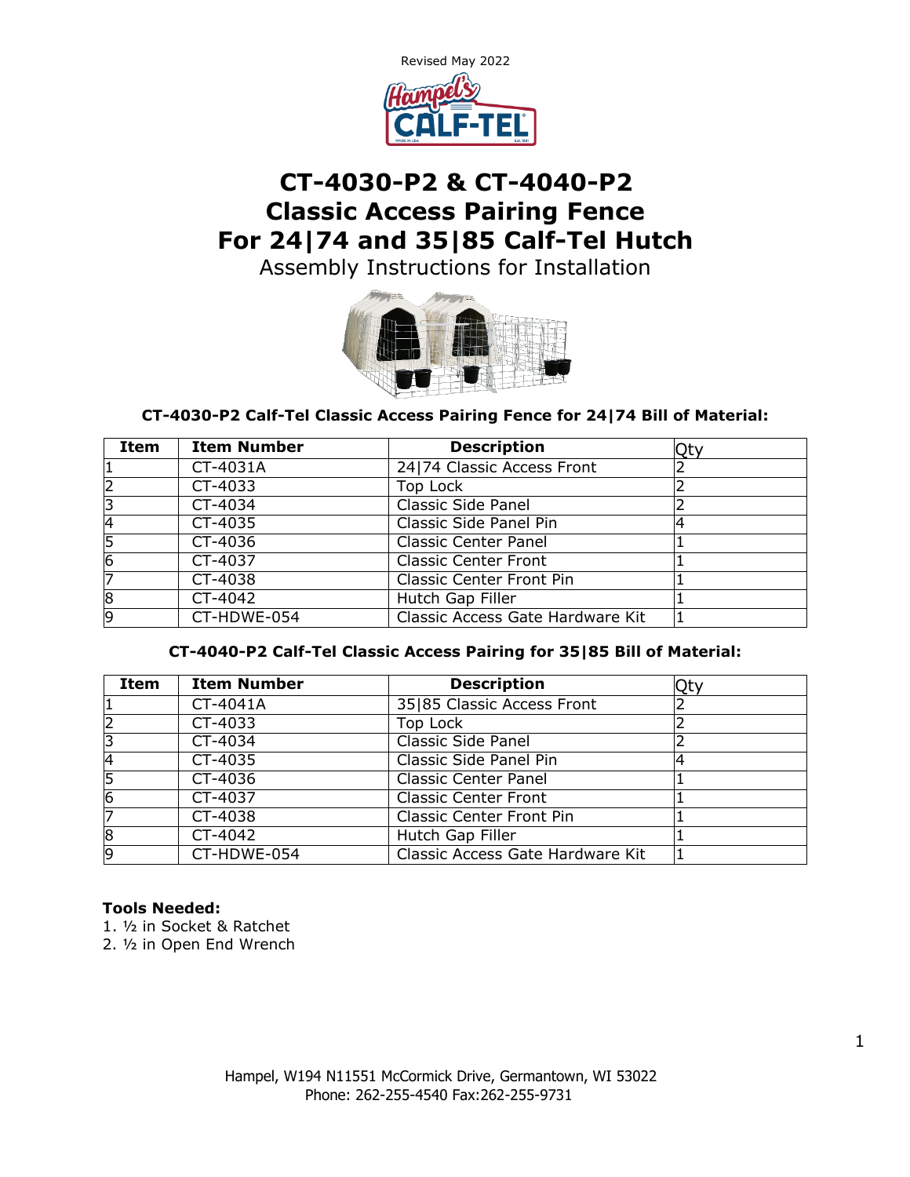Revised May 2022

# CT-4030-P2 & CT-4040-P2 Classic Access Pairing Fence For 24|74 and 35|85 Calf-Tel Hutch

Assembly Instructions for Installation

**CT-4030-P2 Calf-Tel Classic Access Pairing Fence for 24|74 Bill of Material:**

| Item | Item Number | Description | Qty |
|---|---|---|---|
| 1 | CT-4031A | 24|74 Classic Access Front | 2 |
| 2 | CT-4033 | Top Lock | 2 |
| 3 | CT-4034 | Classic Side Panel | 2 |
| 4 | CT-4035 | Classic Side Panel Pin | 4 |
| 5 | CT-4036 | Classic Center Panel | 1 |
| 6 | CT-4037 | Classic Center Front | 1 |
| 7 | CT-4038 | Classic Center Front Pin | 1 |
| 8 | CT-4042 | Hutch Gap Filler | 1 |
| 9 | CT-HDWE-054 | Classic Access Gate Hardware Kit | 1 |

**CT-4040-P2 Calf-Tel Classic Access Pairing for 35|85 Bill of Material:**

| Item | Item Number | Description | Qty |
|---|---|---|---|
| 1 | CT-4041A | 35|85 Classic Access Front | 2 |
| 2 | CT-4033 | Top Lock | 2 |
| 3 | CT-4034 | Classic Side Panel | 2 |
| 4 | CT-4035 | Classic Side Panel Pin | 4 |
| 5 | CT-4036 | Classic Center Panel | 1 |
| 6 | CT-4037 | Classic Center Front | 1 |
| 7 | CT-4038 | Classic Center Front Pin | 1 |
| 8 | CT-4042 | Hutch Gap Filler | 1 |
| 9 | CT-HDWE-054 | Classic Access Gate Hardware Kit | 1 |

**Tools Needed:**

1. ½ in Socket & Ratchet
2. ½ in Open End Wrench

Hampel, W194 N11551 McCormick Drive, Germantown, WI 53022
Phone: 262-255-4540 Fax:262-255-9731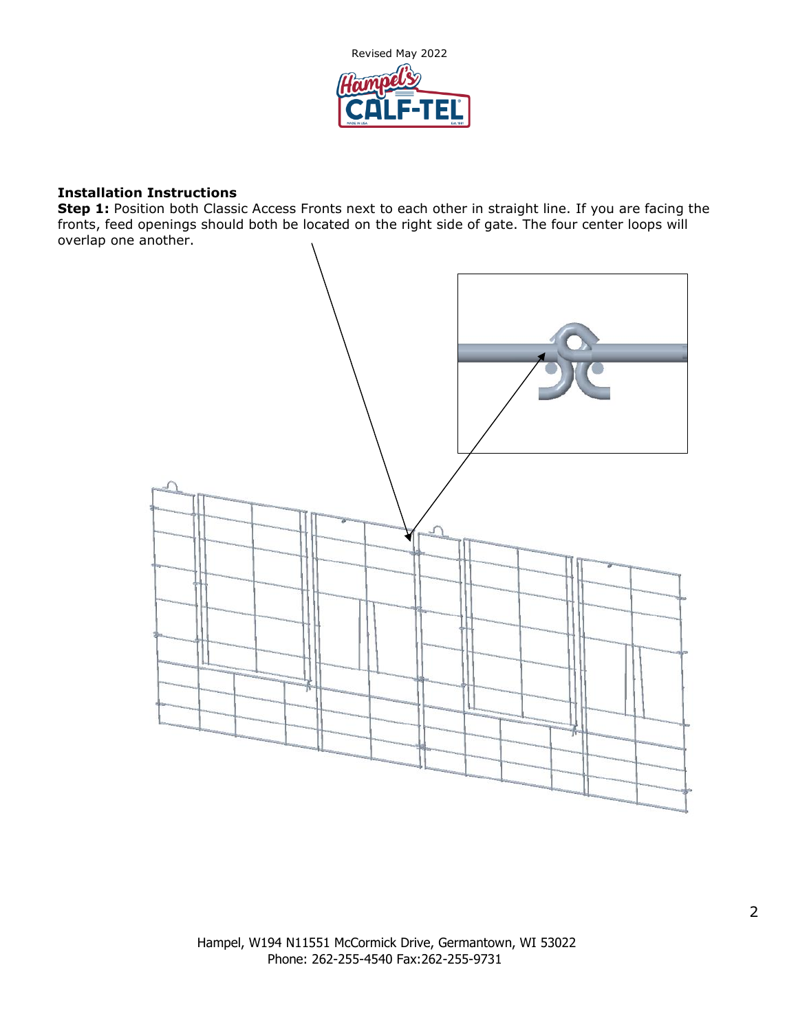**Installation Instructions**

**Step 1:** Position both Classic Access Fronts next to each other in straight line. If you are facing the fronts, feed openings should both be located on the right side of gate. The four center loops will overlap one another.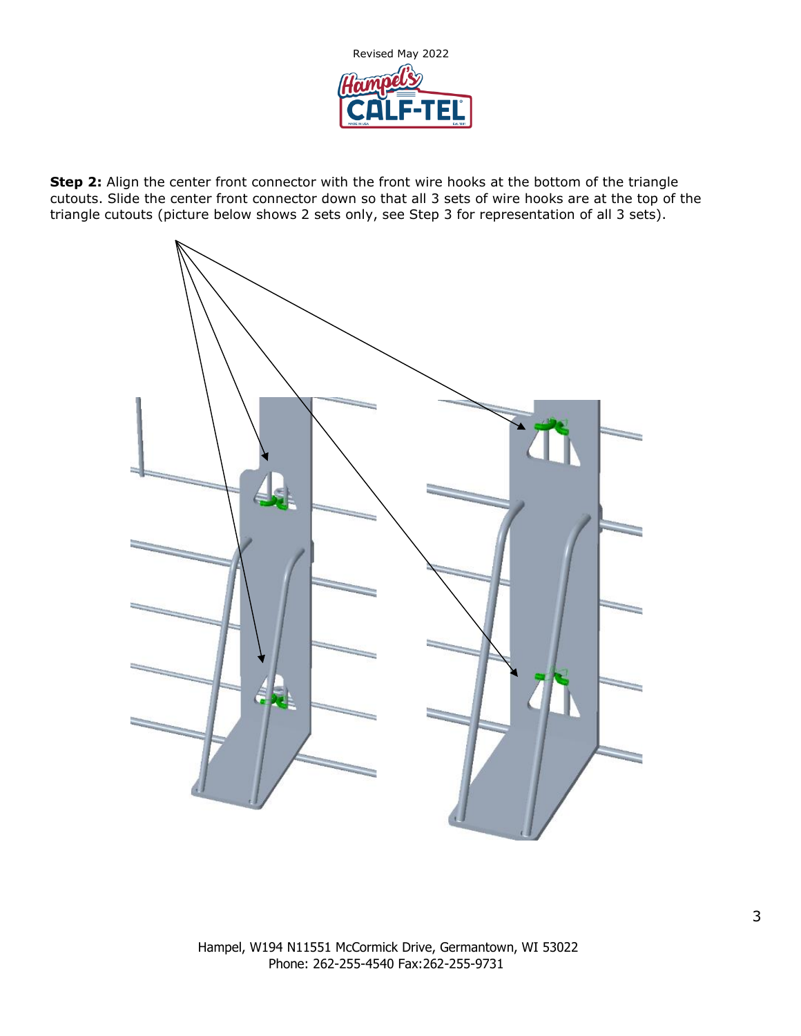**Step 2:** Align the center front connector with the front wire hooks at the bottom of the triangle cutouts. Slide the center front connector down so that all 3 sets of wire hooks are at the top of the triangle cutouts (picture below shows 2 sets only, see Step 3 for representation of all 3 sets).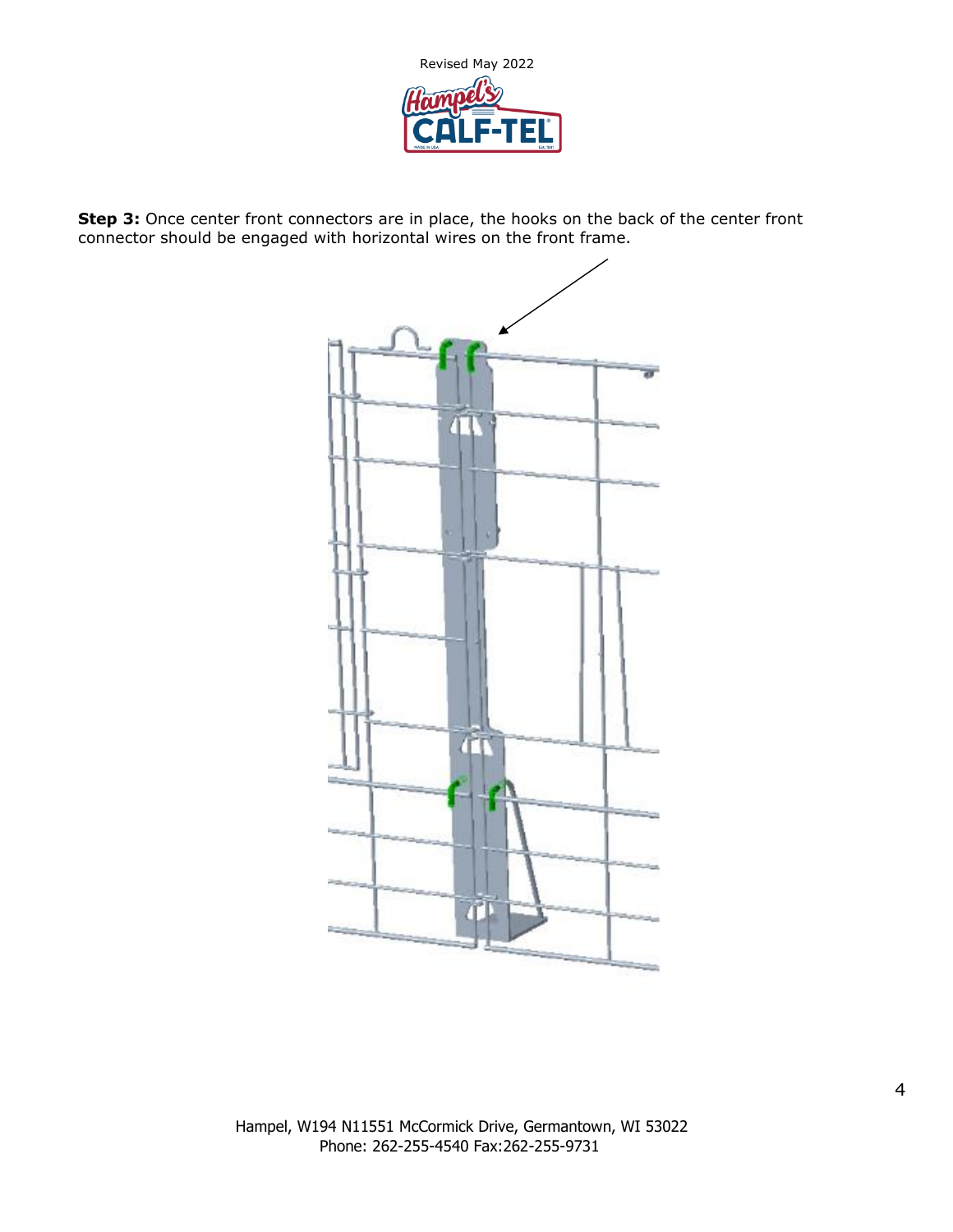**Step 3:** Once center front connectors are in place, the hooks on the back of the center front connector should be engaged with horizontal wires on the front frame.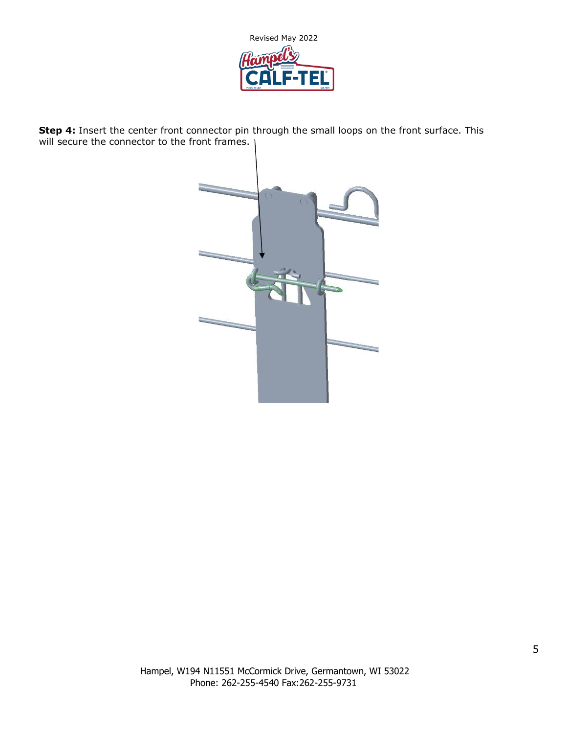**Step 4:** Insert the center front connector pin through the small loops on the front surface. This will secure the connector to the front frames.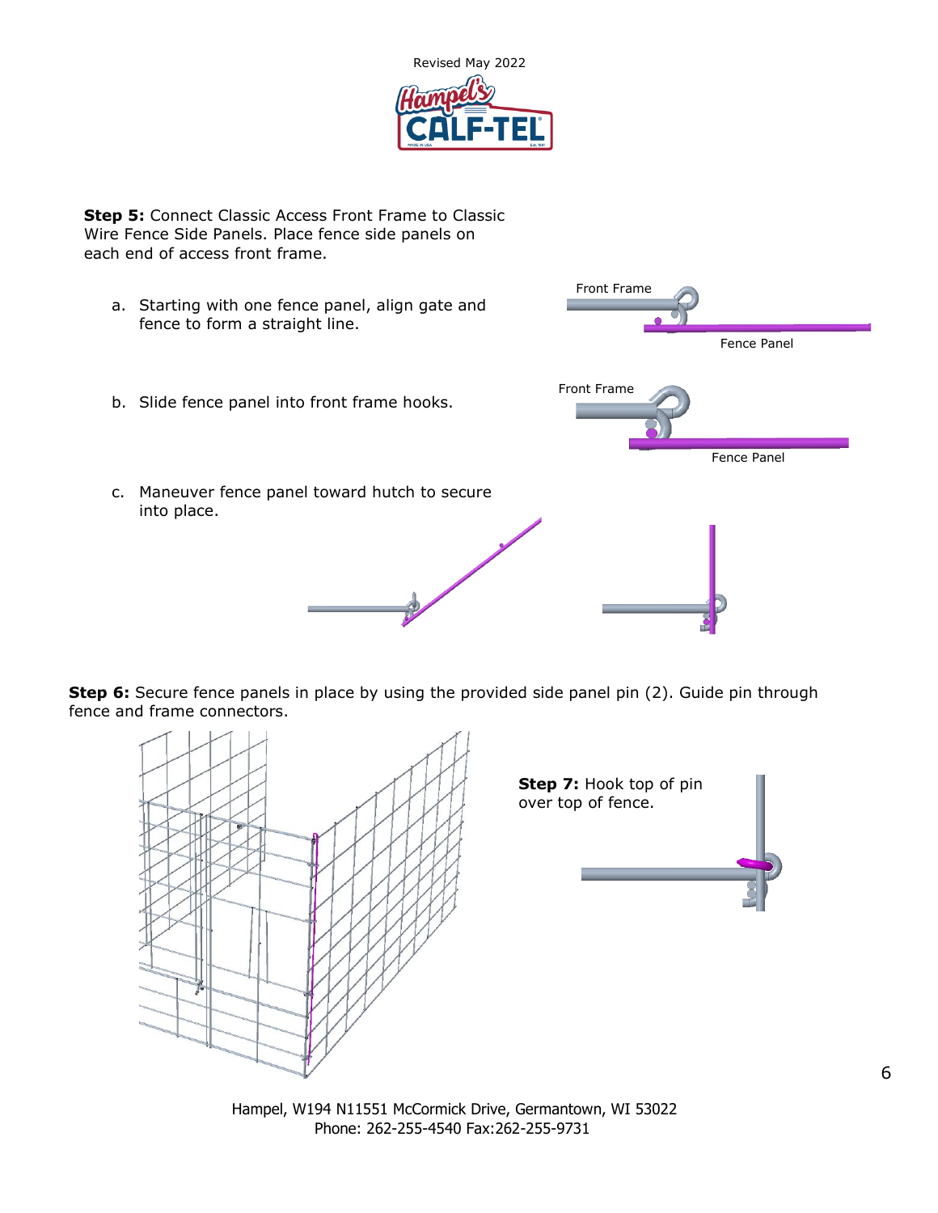**Step 5:** Connect Classic Access Front Frame to Classic Wire Fence Side Panels. Place fence side panels on each end of access front frame.

a. Starting with one fence panel, align gate and fence to form a straight line.

Front Frame

Fence Panel

b. Slide fence panel into front frame hooks.

Front Frame

Fence Panel

c. Maneuver fence panel toward hutch to secure into place.

**Step 6:** Secure fence panels in place by using the provided side panel pin (2). Guide pin through fence and frame connectors.

**Step 7:** Hook top of pin over top of fence.

Hampel, W194 N11551 McCormick Drive, Germantown, WI 53022
Phone: 262-255-4540 Fax:262-255-9731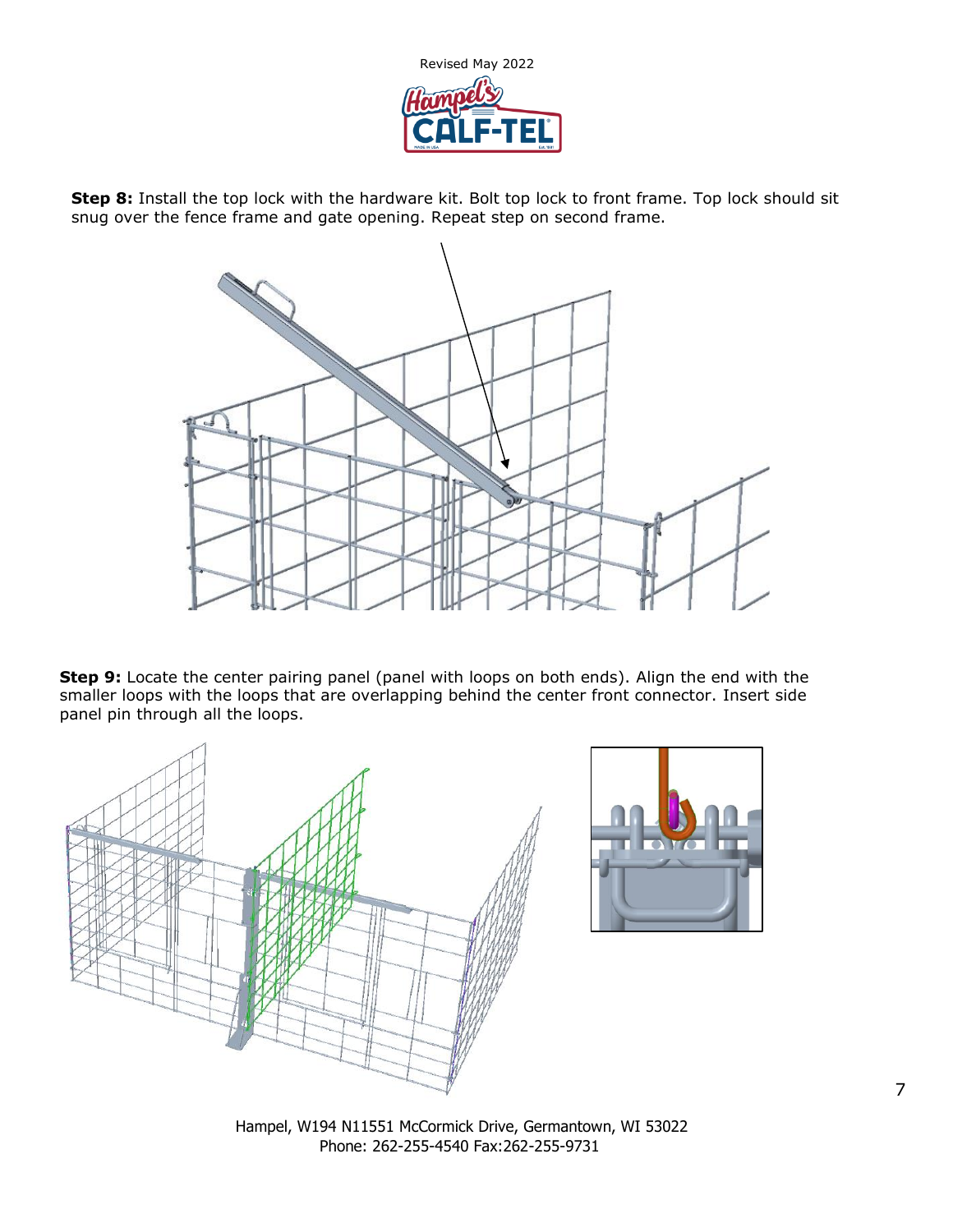**Step 8:** Install the top lock with the hardware kit. Bolt top lock to front frame. Top lock should sit snug over the fence frame and gate opening. Repeat step on second frame.

**Step 9:** Locate the center pairing panel (panel with loops on both ends). Align the end with the smaller loops with the loops that are overlapping behind the center front connector. Insert side panel pin through all the loops.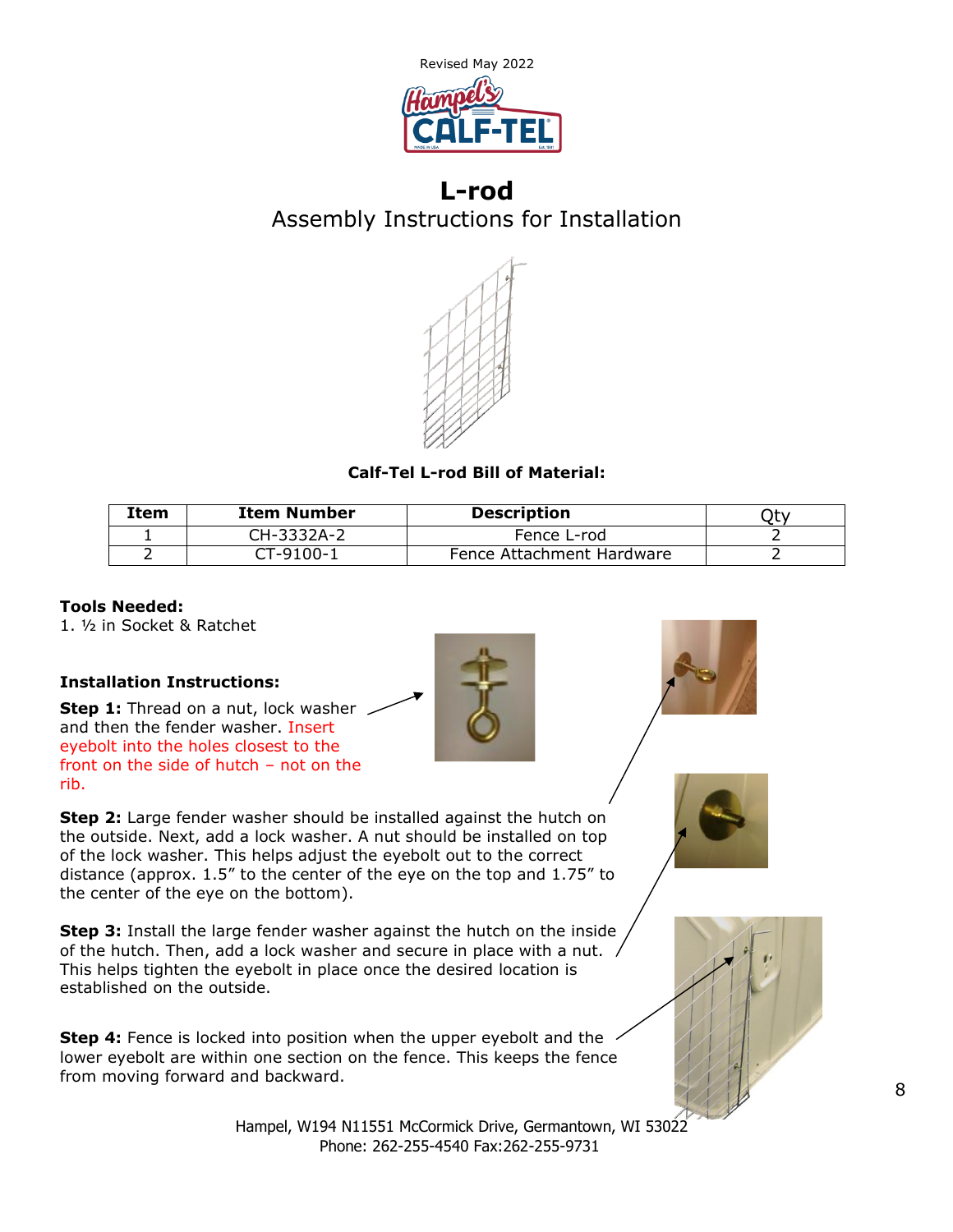Revised May 2022

# L-rod

## Assembly Instructions for Installation

**Calf-Tel L-rod Bill of Material:**

| Item | Item Number | Description | Qty |
|---|---|---|---|
| 1 | CH-3332A-2 | Fence L-rod | 2 |
| 2 | CT-9100-1 | Fence Attachment Hardware | 2 |

**Tools Needed:**

1. ½ in Socket & Ratchet

**Installation Instructions:**

**Step 1:** Thread on a nut, lock washer and then the fender washer. Insert eyebolt into the holes closest to the front on the side of hutch – not on the rib.

**Step 2:** Large fender washer should be installed against the hutch on the outside. Next, add a lock washer. A nut should be installed on top of the lock washer. This helps adjust the eyebolt out to the correct distance (approx. 1.5" to the center of the eye on the top and 1.75" to the center of the eye on the bottom).

**Step 3:** Install the large fender washer against the hutch on the inside of the hutch. Then, add a lock washer and secure in place with a nut. This helps tighten the eyebolt in place once the desired location is established on the outside.

**Step 4:** Fence is locked into position when the upper eyebolt and the lower eyebolt are within one section on the fence. This keeps the fence from moving forward and backward.

Hampel, W194 N11551 McCormick Drive, Germantown, WI 53022
Phone: 262-255-4540 Fax:262-255-9731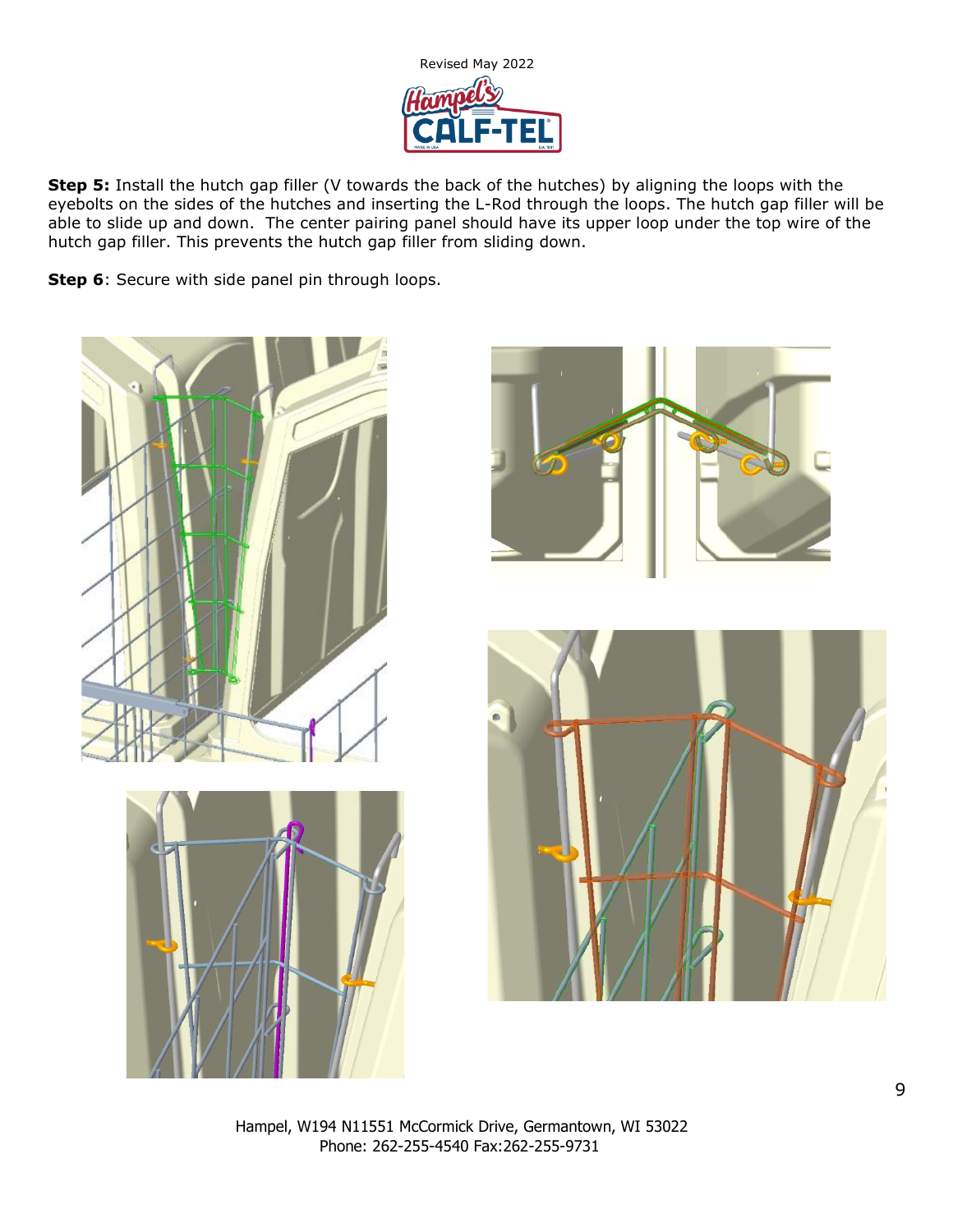Revised May 2022

**Step 5:** Install the hutch gap filler (V towards the back of the hutches) by aligning the loops with the eyebolts on the sides of the hutches and inserting the L-Rod through the loops. The hutch gap filler will be able to slide up and down. The center pairing panel should have its upper loop under the top wire of the hutch gap filler. This prevents the hutch gap filler from sliding down.

**Step 6**: Secure with side panel pin through loops.

Hampel, W194 N11551 McCormick Drive, Germantown, WI 53022
Phone: 262-255-4540 Fax:262-255-9731